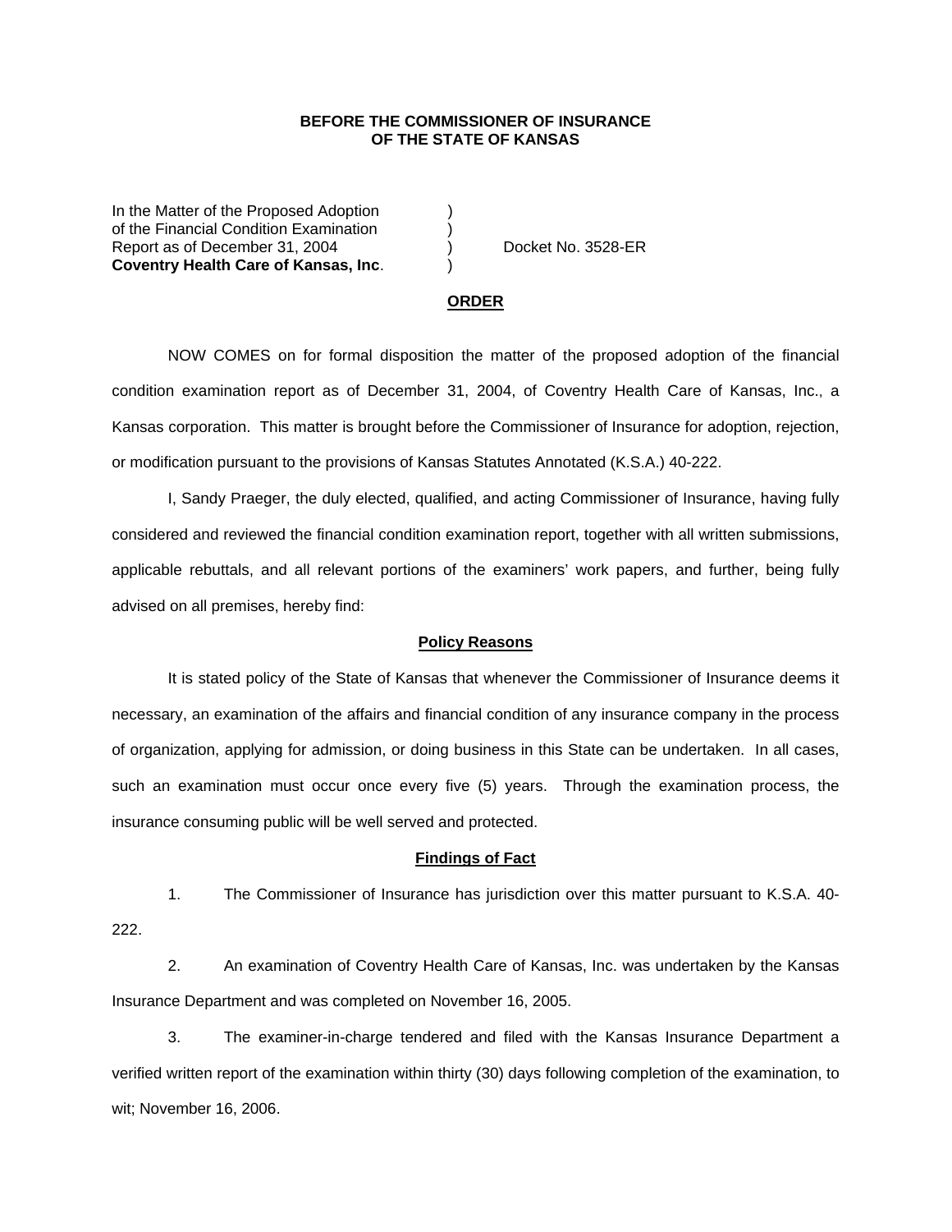**BEFORE THE COMMISSIONER OF INSURANCE**
**OF THE STATE OF KANSAS**

In the Matter of the Proposed Adoption )
of the Financial Condition Examination )
Report as of December 31, 2004 ) Docket No. 3528-ER
**Coventry Health Care of Kansas, Inc**. )

## ORDER

NOW COMES on for formal disposition the matter of the proposed adoption of the financial condition examination report as of December 31, 2004, of Coventry Health Care of Kansas, Inc., a Kansas corporation. This matter is brought before the Commissioner of Insurance for adoption, rejection, or modification pursuant to the provisions of Kansas Statutes Annotated (K.S.A.) 40-222.

I, Sandy Praeger, the duly elected, qualified, and acting Commissioner of Insurance, having fully considered and reviewed the financial condition examination report, together with all written submissions, applicable rebuttals, and all relevant portions of the examiners' work papers, and further, being fully advised on all premises, hereby find:

### Policy Reasons

It is stated policy of the State of Kansas that whenever the Commissioner of Insurance deems it necessary, an examination of the affairs and financial condition of any insurance company in the process of organization, applying for admission, or doing business in this State can be undertaken. In all cases, such an examination must occur once every five (5) years. Through the examination process, the insurance consuming public will be well served and protected.

### Findings of Fact

1. The Commissioner of Insurance has jurisdiction over this matter pursuant to K.S.A. 40-222.

2. An examination of Coventry Health Care of Kansas, Inc. was undertaken by the Kansas Insurance Department and was completed on November 16, 2005.

3. The examiner-in-charge tendered and filed with the Kansas Insurance Department a verified written report of the examination within thirty (30) days following completion of the examination, to wit; November 16, 2006.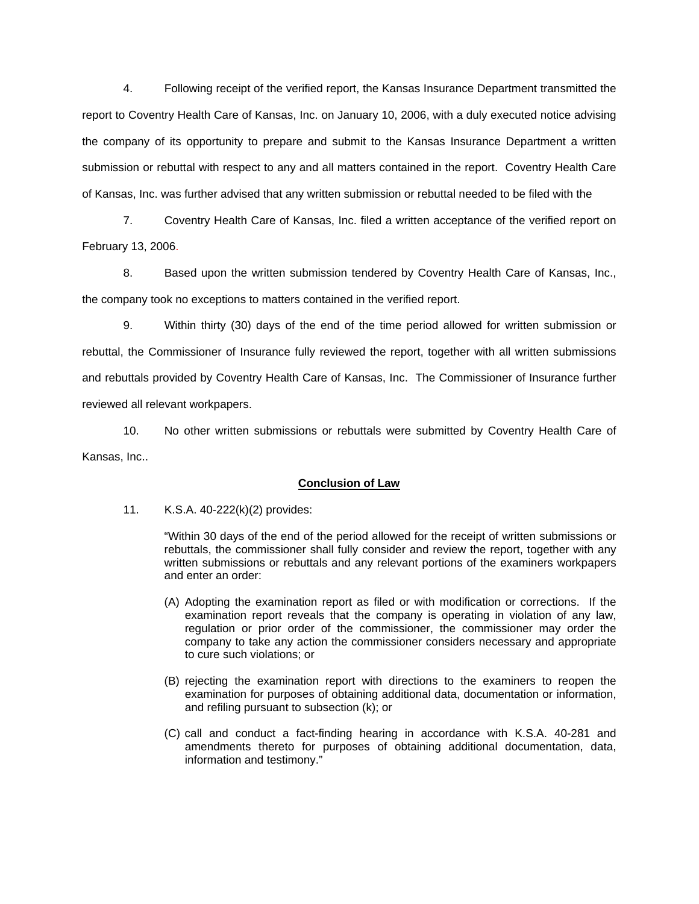4. Following receipt of the verified report, the Kansas Insurance Department transmitted the report to Coventry Health Care of Kansas, Inc. on January 10, 2006, with a duly executed notice advising the company of its opportunity to prepare and submit to the Kansas Insurance Department a written submission or rebuttal with respect to any and all matters contained in the report. Coventry Health Care of Kansas, Inc. was further advised that any written submission or rebuttal needed to be filed with the

7. Coventry Health Care of Kansas, Inc. filed a written acceptance of the verified report on February 13, 2006.

8. Based upon the written submission tendered by Coventry Health Care of Kansas, Inc., the company took no exceptions to matters contained in the verified report.

9. Within thirty (30) days of the end of the time period allowed for written submission or rebuttal, the Commissioner of Insurance fully reviewed the report, together with all written submissions and rebuttals provided by Coventry Health Care of Kansas, Inc. The Commissioner of Insurance further reviewed all relevant workpapers.

10. No other written submissions or rebuttals were submitted by Coventry Health Care of Kansas, Inc..

## Conclusion of Law

11. K.S.A. 40-222(k)(2) provides:

> "Within 30 days of the end of the period allowed for the receipt of written submissions or rebuttals, the commissioner shall fully consider and review the report, together with any written submissions or rebuttals and any relevant portions of the examiners workpapers and enter an order:
>
> (A) Adopting the examination report as filed or with modification or corrections. If the examination report reveals that the company is operating in violation of any law, regulation or prior order of the commissioner, the commissioner may order the company to take any action the commissioner considers necessary and appropriate to cure such violations; or
>
> (B) rejecting the examination report with directions to the examiners to reopen the examination for purposes of obtaining additional data, documentation or information, and refiling pursuant to subsection (k); or
>
> (C) call and conduct a fact-finding hearing in accordance with K.S.A. 40-281 and amendments thereto for purposes of obtaining additional documentation, data, information and testimony."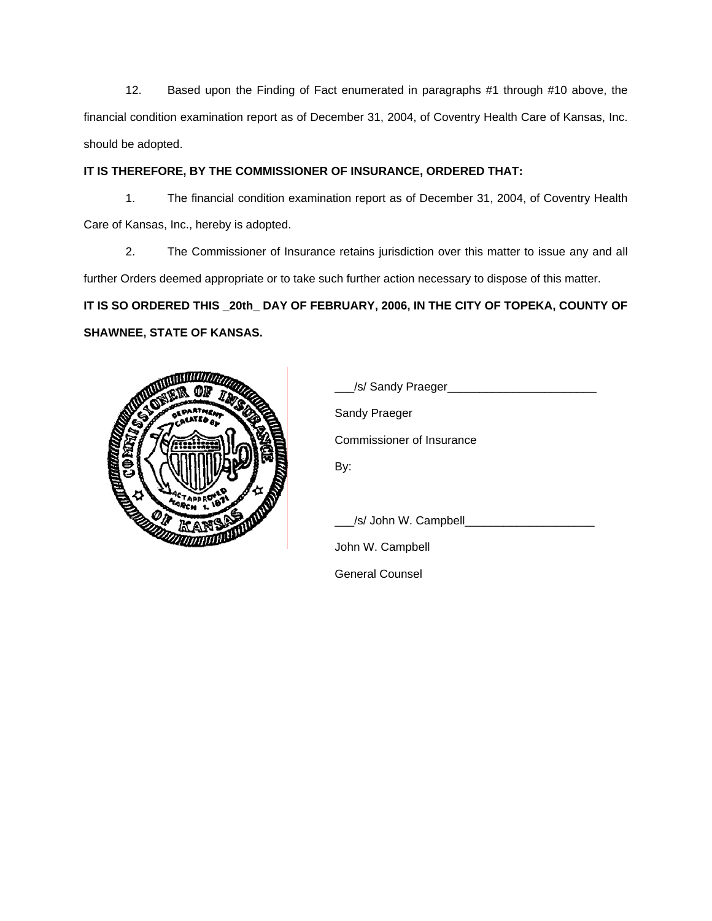12. Based upon the Finding of Fact enumerated in paragraphs #1 through #10 above, the financial condition examination report as of December 31, 2004, of Coventry Health Care of Kansas, Inc. should be adopted.

**IT IS THEREFORE, BY THE COMMISSIONER OF INSURANCE, ORDERED THAT:**

1. The financial condition examination report as of December 31, 2004, of Coventry Health Care of Kansas, Inc., hereby is adopted.

2. The Commissioner of Insurance retains jurisdiction over this matter to issue any and all further Orders deemed appropriate or to take such further action necessary to dispose of this matter.

**IT IS SO ORDERED THIS _20th_ DAY OF FEBRUARY, 2006, IN THE CITY OF TOPEKA, COUNTY OF SHAWNEE, STATE OF KANSAS.**

___/s/ Sandy Praeger_______________________

Sandy Praeger

Commissioner of Insurance

By:

___/s/ John W. Campbell____________________

John W. Campbell

General Counsel